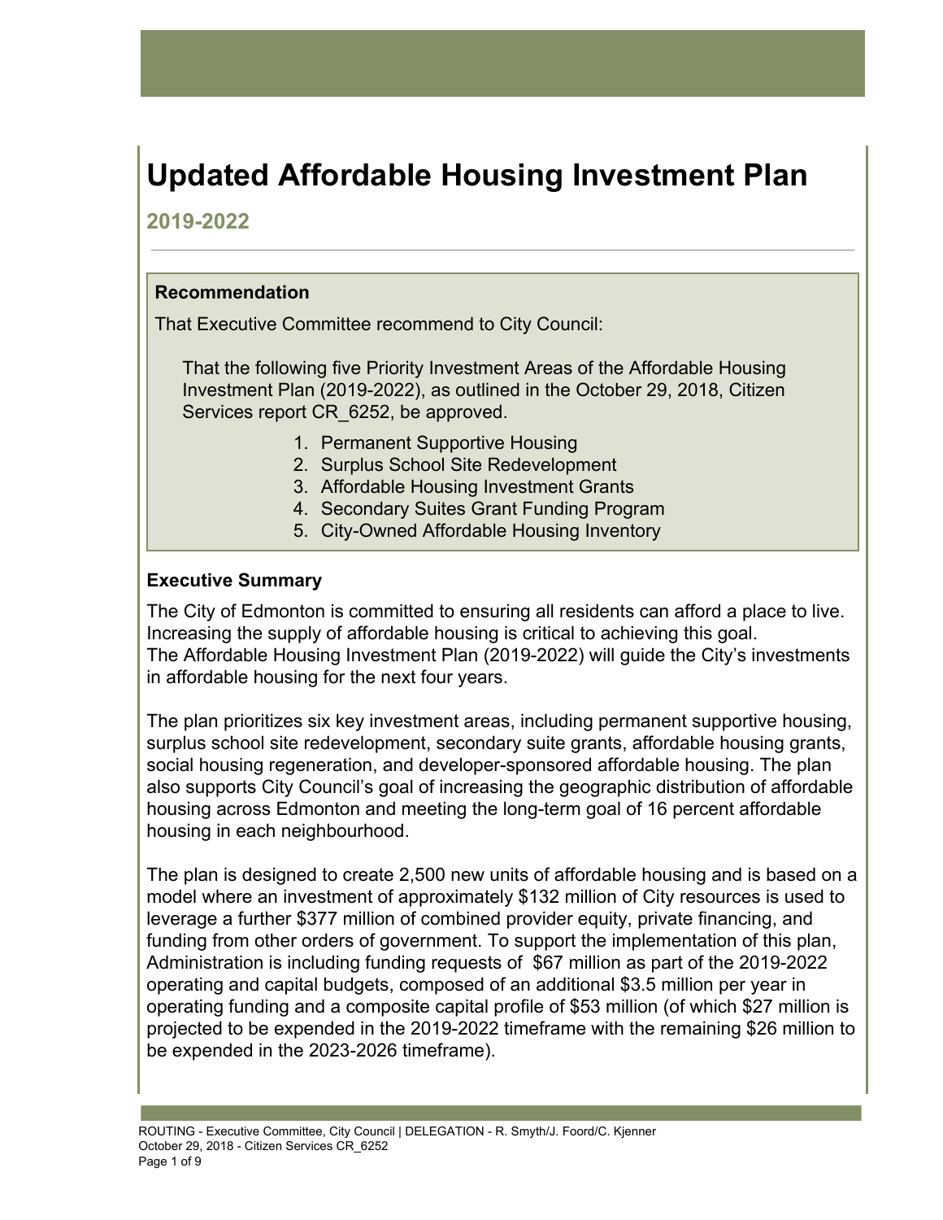# Updated Affordable Housing Investment Plan

## 2019-2022

### Recommendation

That Executive Committee recommend to City Council:

That the following five Priority Investment Areas of the Affordable Housing Investment Plan (2019-2022), as outlined in the October 29, 2018, Citizen Services report CR_6252, be approved.

1. Permanent Supportive Housing
2. Surplus School Site Redevelopment
3. Affordable Housing Investment Grants
4. Secondary Suites Grant Funding Program
5. City-Owned Affordable Housing Inventory

### Executive Summary

The City of Edmonton is committed to ensuring all residents can afford a place to live. Increasing the supply of affordable housing is critical to achieving this goal. The Affordable Housing Investment Plan (2019-2022) will guide the City's investments in affordable housing for the next four years.

The plan prioritizes six key investment areas, including permanent supportive housing, surplus school site redevelopment, secondary suite grants, affordable housing grants, social housing regeneration, and developer-sponsored affordable housing. The plan also supports City Council's goal of increasing the geographic distribution of affordable housing across Edmonton and meeting the long-term goal of 16 percent affordable housing in each neighbourhood.

The plan is designed to create 2,500 new units of affordable housing and is based on a model where an investment of approximately $132 million of City resources is used to leverage a further $377 million of combined provider equity, private financing, and funding from other orders of government. To support the implementation of this plan, Administration is including funding requests of $67 million as part of the 2019-2022 operating and capital budgets, composed of an additional $3.5 million per year in operating funding and a composite capital profile of $53 million (of which $27 million is projected to be expended in the 2019-2022 timeframe with the remaining $26 million to be expended in the 2023-2026 timeframe).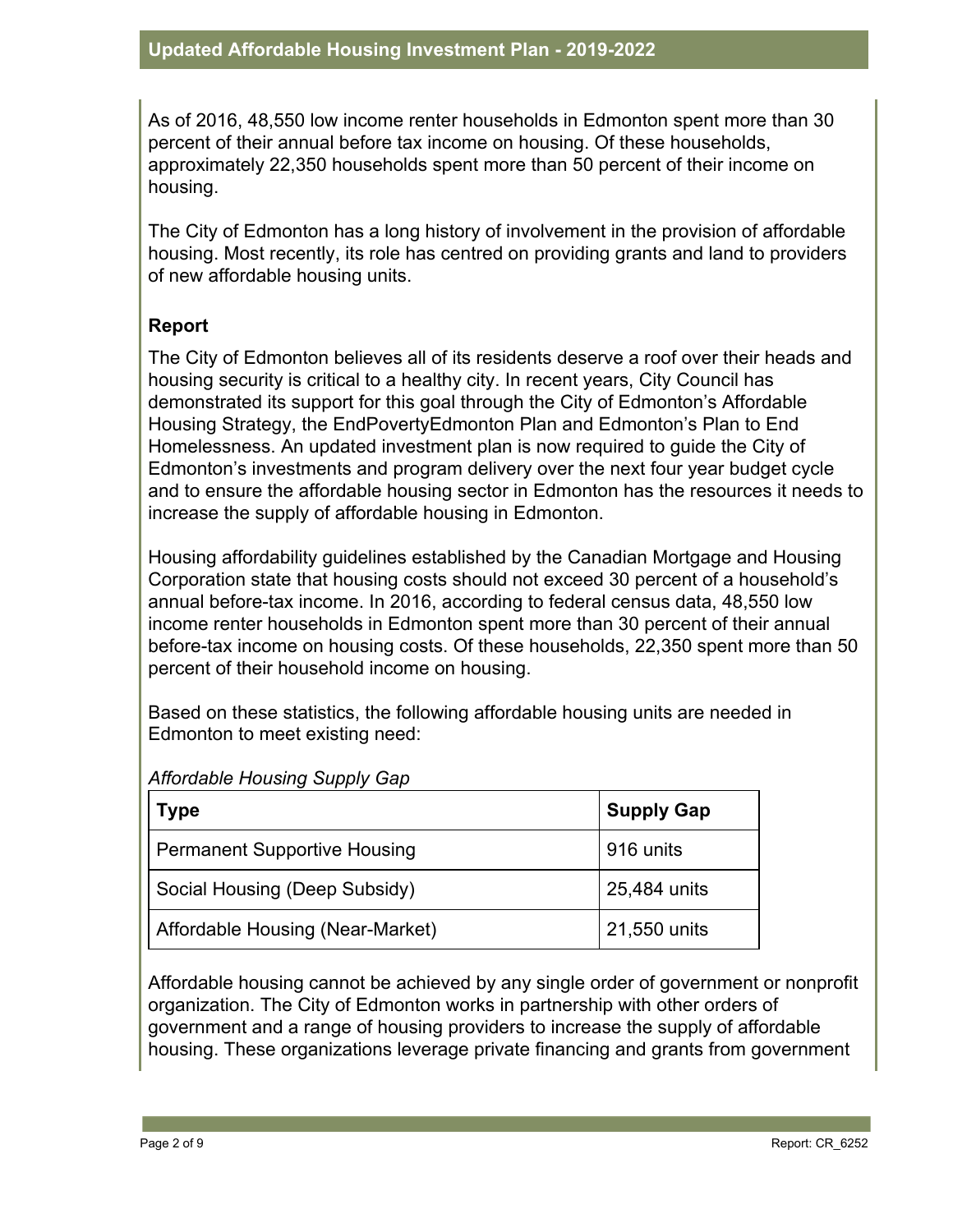As of 2016, 48,550 low income renter households in Edmonton spent more than 30 percent of their annual before tax income on housing. Of these households, approximately 22,350 households spent more than 50 percent of their income on housing.

The City of Edmonton has a long history of involvement in the provision of affordable housing. Most recently, its role has centred on providing grants and land to providers of new affordable housing units.

### Report

The City of Edmonton believes all of its residents deserve a roof over their heads and housing security is critical to a healthy city. In recent years, City Council has demonstrated its support for this goal through the City of Edmonton's Affordable Housing Strategy, the EndPovertyEdmonton Plan and Edmonton's Plan to End Homelessness. An updated investment plan is now required to guide the City of Edmonton's investments and program delivery over the next four year budget cycle and to ensure the affordable housing sector in Edmonton has the resources it needs to increase the supply of affordable housing in Edmonton.

Housing affordability guidelines established by the Canadian Mortgage and Housing Corporation state that housing costs should not exceed 30 percent of a household's annual before-tax income. In 2016, according to federal census data, 48,550 low income renter households in Edmonton spent more than 30 percent of their annual before-tax income on housing costs. Of these households, 22,350 spent more than 50 percent of their household income on housing.

Based on these statistics, the following affordable housing units are needed in Edmonton to meet existing need:

*Affordable Housing Supply Gap*

| Type | Supply Gap |
|---|---|
| Permanent Supportive Housing | 916 units |
| Social Housing (Deep Subsidy) | 25,484 units |
| Affordable Housing (Near-Market) | 21,550 units |

Affordable housing cannot be achieved by any single order of government or nonprofit organization. The City of Edmonton works in partnership with other orders of government and a range of housing providers to increase the supply of affordable housing. These organizations leverage private financing and grants from government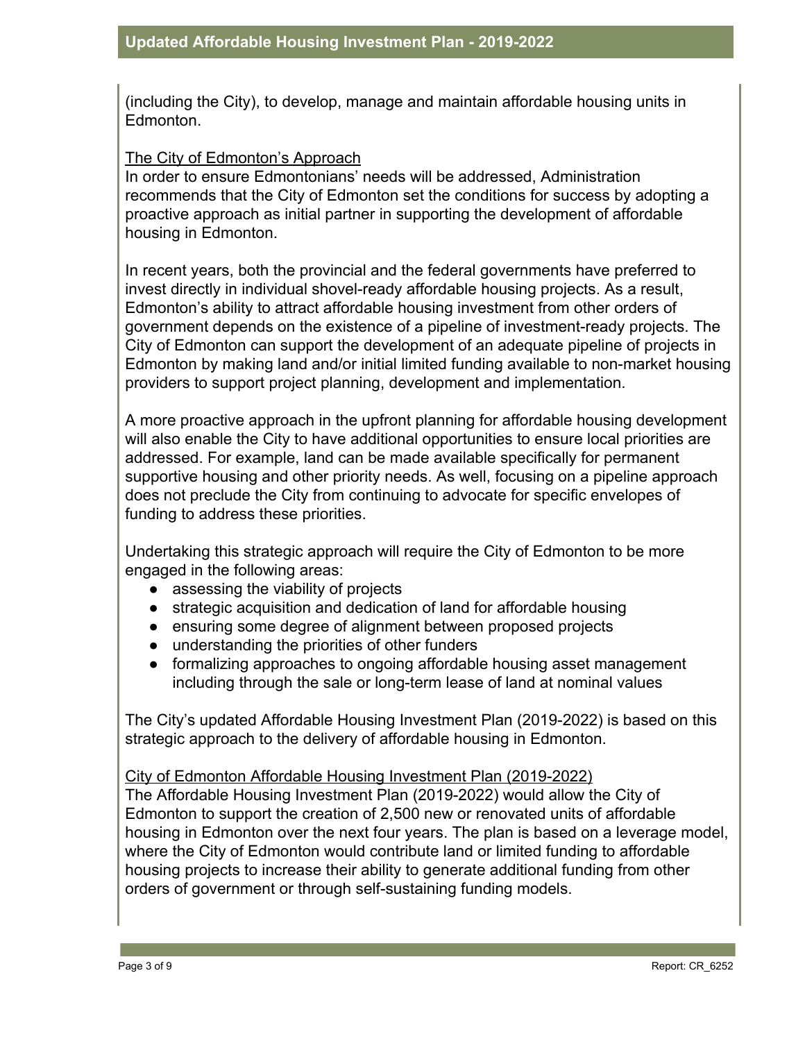(including the City), to develop, manage and maintain affordable housing units in Edmonton.

### The City of Edmonton's Approach

In order to ensure Edmontonians' needs will be addressed, Administration recommends that the City of Edmonton set the conditions for success by adopting a proactive approach as initial partner in supporting the development of affordable housing in Edmonton.

In recent years, both the provincial and the federal governments have preferred to invest directly in individual shovel-ready affordable housing projects. As a result, Edmonton's ability to attract affordable housing investment from other orders of government depends on the existence of a pipeline of investment-ready projects. The City of Edmonton can support the development of an adequate pipeline of projects in Edmonton by making land and/or initial limited funding available to non-market housing providers to support project planning, development and implementation.

A more proactive approach in the upfront planning for affordable housing development will also enable the City to have additional opportunities to ensure local priorities are addressed. For example, land can be made available specifically for permanent supportive housing and other priority needs. As well, focusing on a pipeline approach does not preclude the City from continuing to advocate for specific envelopes of funding to address these priorities.

Undertaking this strategic approach will require the City of Edmonton to be more engaged in the following areas:

- assessing the viability of projects
- strategic acquisition and dedication of land for affordable housing
- ensuring some degree of alignment between proposed projects
- understanding the priorities of other funders
- formalizing approaches to ongoing affordable housing asset management including through the sale or long-term lease of land at nominal values

The City's updated Affordable Housing Investment Plan (2019-2022) is based on this strategic approach to the delivery of affordable housing in Edmonton.

### City of Edmonton Affordable Housing Investment Plan (2019-2022)

The Affordable Housing Investment Plan (2019-2022) would allow the City of Edmonton to support the creation of 2,500 new or renovated units of affordable housing in Edmonton over the next four years. The plan is based on a leverage model, where the City of Edmonton would contribute land or limited funding to affordable housing projects to increase their ability to generate additional funding from other orders of government or through self-sustaining funding models.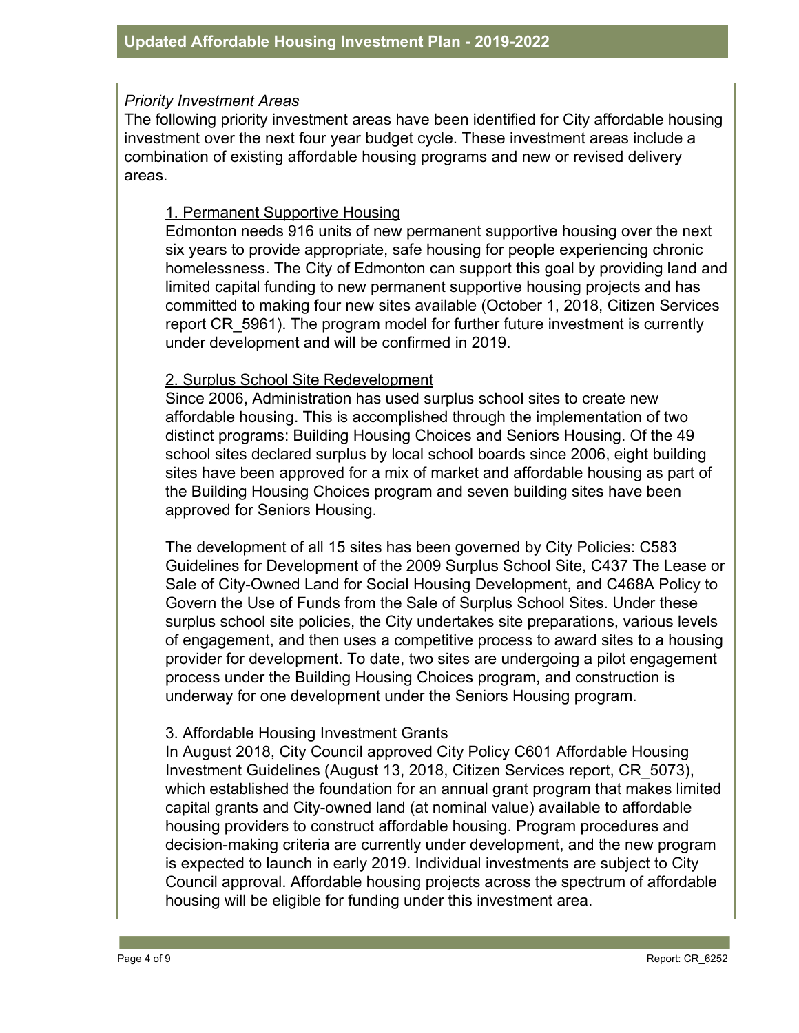*Priority Investment Areas*

The following priority investment areas have been identified for City affordable housing investment over the next four year budget cycle. These investment areas include a combination of existing affordable housing programs and new or revised delivery areas.

1. Permanent Supportive Housing

Edmonton needs 916 units of new permanent supportive housing over the next six years to provide appropriate, safe housing for people experiencing chronic homelessness. The City of Edmonton can support this goal by providing land and limited capital funding to new permanent supportive housing projects and has committed to making four new sites available (October 1, 2018, Citizen Services report CR_5961). The program model for further future investment is currently under development and will be confirmed in 2019.

2. Surplus School Site Redevelopment

Since 2006, Administration has used surplus school sites to create new affordable housing. This is accomplished through the implementation of two distinct programs: Building Housing Choices and Seniors Housing. Of the 49 school sites declared surplus by local school boards since 2006, eight building sites have been approved for a mix of market and affordable housing as part of the Building Housing Choices program and seven building sites have been approved for Seniors Housing.

The development of all 15 sites has been governed by City Policies: C583 Guidelines for Development of the 2009 Surplus School Site, C437 The Lease or Sale of City-Owned Land for Social Housing Development, and C468A Policy to Govern the Use of Funds from the Sale of Surplus School Sites. Under these surplus school site policies, the City undertakes site preparations, various levels of engagement, and then uses a competitive process to award sites to a housing provider for development. To date, two sites are undergoing a pilot engagement process under the Building Housing Choices program, and construction is underway for one development under the Seniors Housing program.

3. Affordable Housing Investment Grants

In August 2018, City Council approved City Policy C601 Affordable Housing Investment Guidelines (August 13, 2018, Citizen Services report, CR_5073), which established the foundation for an annual grant program that makes limited capital grants and City-owned land (at nominal value) available to affordable housing providers to construct affordable housing. Program procedures and decision-making criteria are currently under development, and the new program is expected to launch in early 2019. Individual investments are subject to City Council approval. Affordable housing projects across the spectrum of affordable housing will be eligible for funding under this investment area.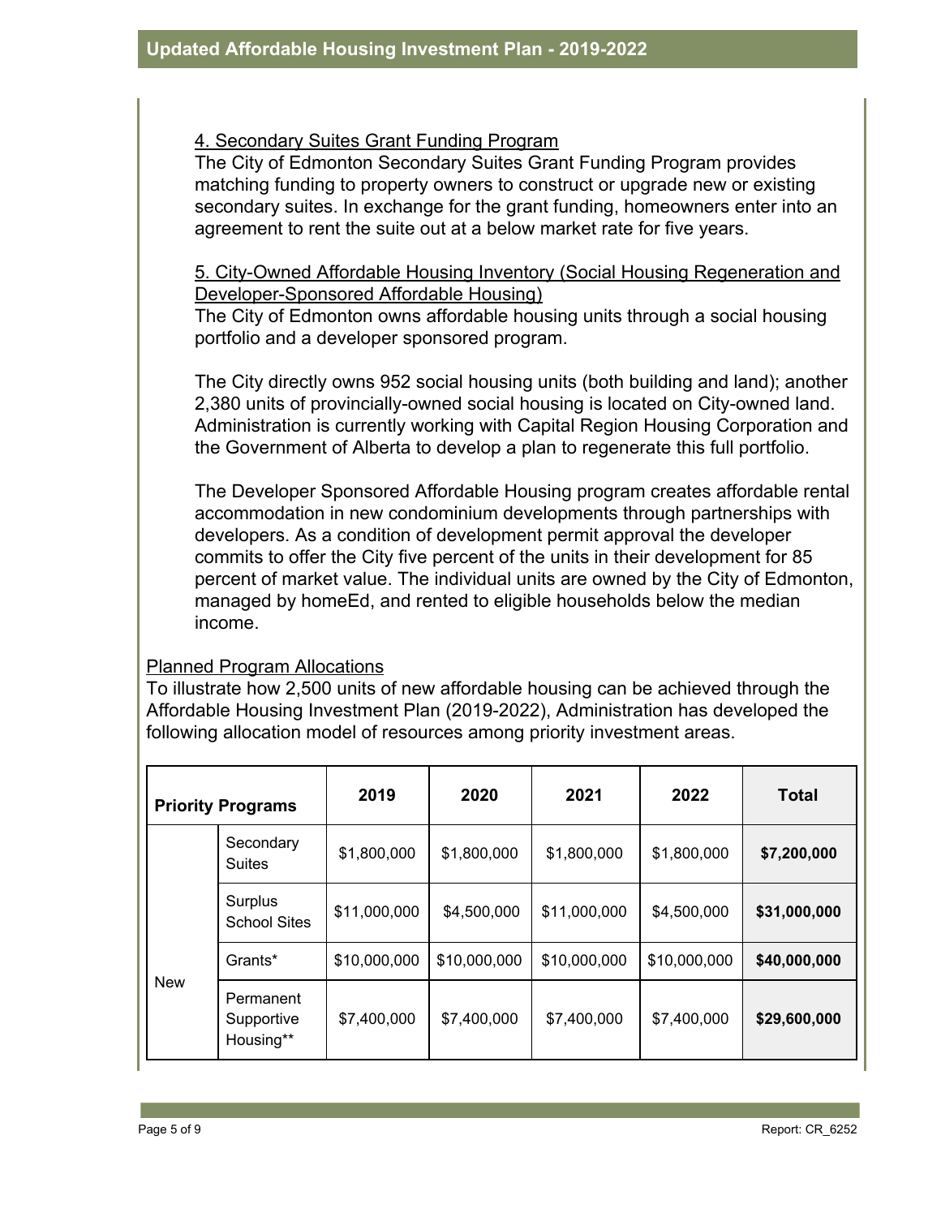4. Secondary Suites Grant Funding Program

The City of Edmonton Secondary Suites Grant Funding Program provides matching funding to property owners to construct or upgrade new or existing secondary suites. In exchange for the grant funding, homeowners enter into an agreement to rent the suite out at a below market rate for five years.

5. City-Owned Affordable Housing Inventory (Social Housing Regeneration and Developer-Sponsored Affordable Housing)

The City of Edmonton owns affordable housing units through a social housing portfolio and a developer sponsored program.

The City directly owns 952 social housing units (both building and land); another 2,380 units of provincially-owned social housing is located on City-owned land. Administration is currently working with Capital Region Housing Corporation and the Government of Alberta to develop a plan to regenerate this full portfolio.

The Developer Sponsored Affordable Housing program creates affordable rental accommodation in new condominium developments through partnerships with developers. As a condition of development permit approval the developer commits to offer the City five percent of the units in their development for 85 percent of market value. The individual units are owned by the City of Edmonton, managed by homeEd, and rented to eligible households below the median income.

Planned Program Allocations

To illustrate how 2,500 units of new affordable housing can be achieved through the Affordable Housing Investment Plan (2019-2022), Administration has developed the following allocation model of resources among priority investment areas.

| Priority Programs | | 2019 | 2020 | 2021 | 2022 | Total |
|---|---|---|---|---|---|---|
| New | Secondary Suites | $1,800,000 | $1,800,000 | $1,800,000 | $1,800,000 | **$7,200,000** |
| | Surplus School Sites | $11,000,000 | $4,500,000 | $11,000,000 | $4,500,000 | **$31,000,000** |
| | Grants* | $10,000,000 | $10,000,000 | $10,000,000 | $10,000,000 | **$40,000,000** |
| | Permanent Supportive Housing** | $7,400,000 | $7,400,000 | $7,400,000 | $7,400,000 | **$29,600,000** |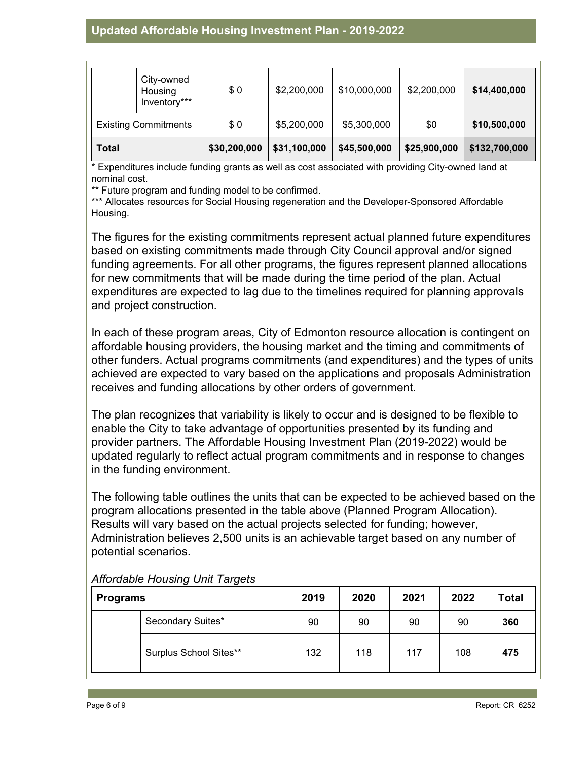| | | | | | | |
|---|---|---|---|---|---|---|
| | City-owned Housing Inventory*** | $ 0 | $2,200,000 | $10,000,000 | $2,200,000 | **$14,400,000** |
| Existing Commitments | | $ 0 | $5,200,000 | $5,300,000 | $0 | **$10,500,000** |
| **Total** | | **$30,200,000** | **$31,100,000** | **$45,500,000** | **$25,900,000** | **$132,700,000** |

\* Expenditures include funding grants as well as cost associated with providing City-owned land at nominal cost.
** Future program and funding model to be confirmed.
*** Allocates resources for Social Housing regeneration and the Developer-Sponsored Affordable Housing.

The figures for the existing commitments represent actual planned future expenditures based on existing commitments made through City Council approval and/or signed funding agreements. For all other programs, the figures represent planned allocations for new commitments that will be made during the time period of the plan. Actual expenditures are expected to lag due to the timelines required for planning approvals and project construction.

In each of these program areas, City of Edmonton resource allocation is contingent on affordable housing providers, the housing market and the timing and commitments of other funders. Actual programs commitments (and expenditures) and the types of units achieved are expected to vary based on the applications and proposals Administration receives and funding allocations by other orders of government.

The plan recognizes that variability is likely to occur and is designed to be flexible to enable the City to take advantage of opportunities presented by its funding and provider partners. The Affordable Housing Investment Plan (2019-2022) would be updated regularly to reflect actual program commitments and in response to changes in the funding environment.

The following table outlines the units that can be expected to be achieved based on the program allocations presented in the table above (Planned Program Allocation). Results will vary based on the actual projects selected for funding; however, Administration believes 2,500 units is an achievable target based on any number of potential scenarios.

*Affordable Housing Unit Targets*

| **Programs** | | **2019** | **2020** | **2021** | **2022** | **Total** |
|---|---|---|---|---|---|---|
| | Secondary Suites* | 90 | 90 | 90 | 90 | **360** |
| | Surplus School Sites** | 132 | 118 | 117 | 108 | **475** |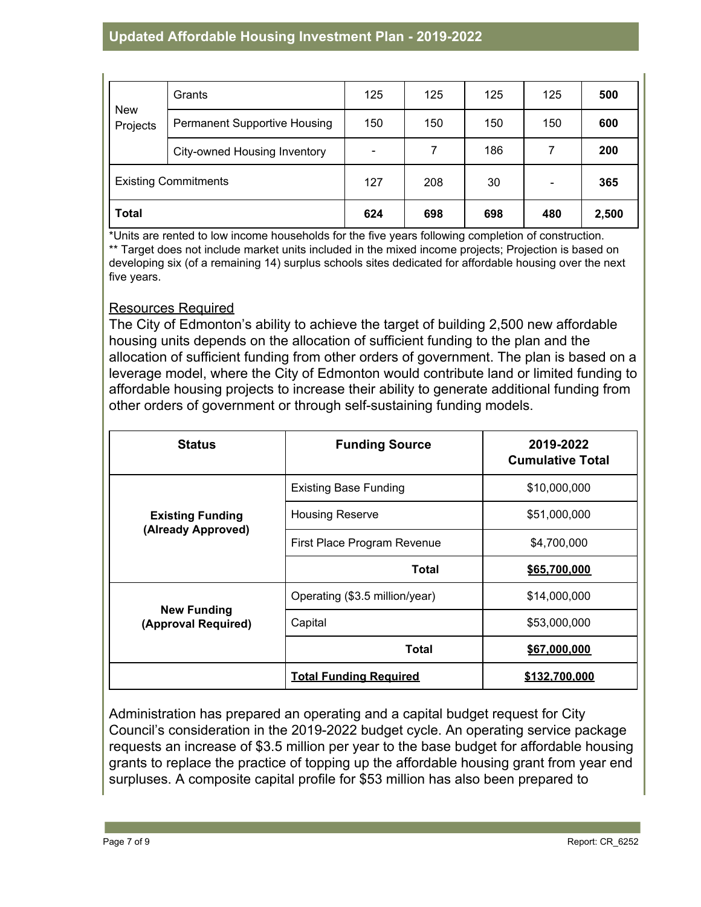| | | | | | | |
|---|---|---|---|---|---|---|
| New Projects | Grants | 125 | 125 | 125 | 125 | **500** |
| | Permanent Supportive Housing | 150 | 150 | 150 | 150 | **600** |
| | City-owned Housing Inventory | - | 7 | 186 | 7 | **200** |
| Existing Commitments | | 127 | 208 | 30 | - | **365** |
| **Total** | | **624** | **698** | **698** | **480** | **2,500** |

*Units are rented to low income households for the five years following completion of construction.
** Target does not include market units included in the mixed income projects; Projection is based on developing six (of a remaining 14) surplus schools sites dedicated for affordable housing over the next five years.

Resources Required

The City of Edmonton's ability to achieve the target of building 2,500 new affordable housing units depends on the allocation of sufficient funding to the plan and the allocation of sufficient funding from other orders of government. The plan is based on a leverage model, where the City of Edmonton would contribute land or limited funding to affordable housing projects to increase their ability to generate additional funding from other orders of government or through self-sustaining funding models.

| Status | Funding Source | 2019-2022 Cumulative Total |
|---|---|---|
| **Existing Funding (Already Approved)** | Existing Base Funding | $10,000,000 |
| | Housing Reserve | $51,000,000 |
| | First Place Program Revenue | $4,700,000 |
| | **Total** | **$65,700,000** |
| **New Funding (Approval Required)** | Operating ($3.5 million/year) | $14,000,000 |
| | Capital | $53,000,000 |
| | **Total** | **$67,000,000** |
| | **Total Funding Required** | **$132,700,000** |

Administration has prepared an operating and a capital budget request for City Council's consideration in the 2019-2022 budget cycle. An operating service package requests an increase of $3.5 million per year to the base budget for affordable housing grants to replace the practice of topping up the affordable housing grant from year end surpluses. A composite capital profile for $53 million has also been prepared to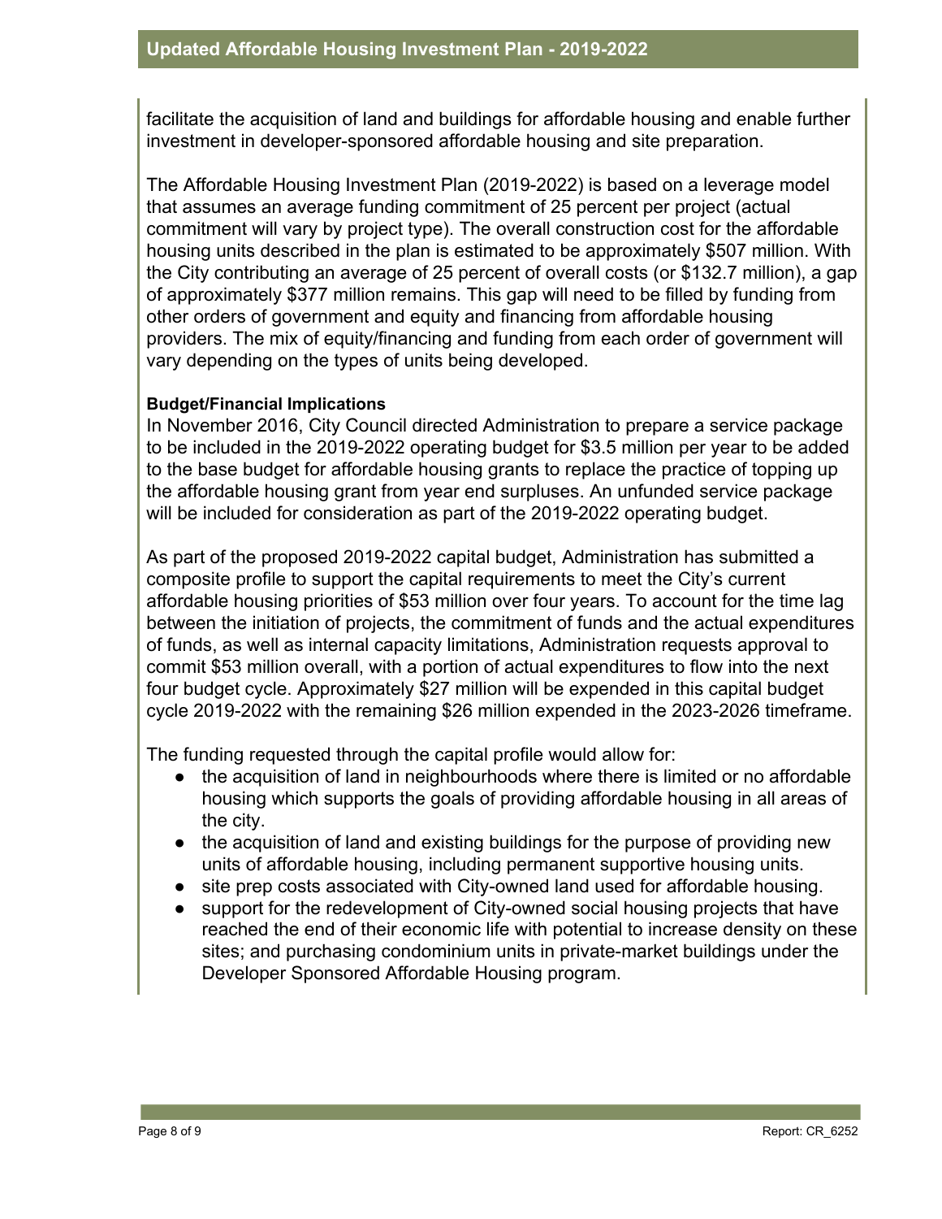facilitate the acquisition of land and buildings for affordable housing and enable further investment in developer-sponsored affordable housing and site preparation.

The Affordable Housing Investment Plan (2019-2022) is based on a leverage model that assumes an average funding commitment of 25 percent per project (actual commitment will vary by project type). The overall construction cost for the affordable housing units described in the plan is estimated to be approximately $507 million. With the City contributing an average of 25 percent of overall costs (or $132.7 million), a gap of approximately $377 million remains. This gap will need to be filled by funding from other orders of government and equity and financing from affordable housing providers. The mix of equity/financing and funding from each order of government will vary depending on the types of units being developed.

**Budget/Financial Implications**

In November 2016, City Council directed Administration to prepare a service package to be included in the 2019-2022 operating budget for $3.5 million per year to be added to the base budget for affordable housing grants to replace the practice of topping up the affordable housing grant from year end surpluses. An unfunded service package will be included for consideration as part of the 2019-2022 operating budget.

As part of the proposed 2019-2022 capital budget, Administration has submitted a composite profile to support the capital requirements to meet the City's current affordable housing priorities of $53 million over four years. To account for the time lag between the initiation of projects, the commitment of funds and the actual expenditures of funds, as well as internal capacity limitations, Administration requests approval to commit $53 million overall, with a portion of actual expenditures to flow into the next four budget cycle. Approximately $27 million will be expended in this capital budget cycle 2019-2022 with the remaining $26 million expended in the 2023-2026 timeframe.

The funding requested through the capital profile would allow for:

- the acquisition of land in neighbourhoods where there is limited or no affordable housing which supports the goals of providing affordable housing in all areas of the city.
- the acquisition of land and existing buildings for the purpose of providing new units of affordable housing, including permanent supportive housing units.
- site prep costs associated with City-owned land used for affordable housing.
- support for the redevelopment of City-owned social housing projects that have reached the end of their economic life with potential to increase density on these sites; and purchasing condominium units in private-market buildings under the Developer Sponsored Affordable Housing program.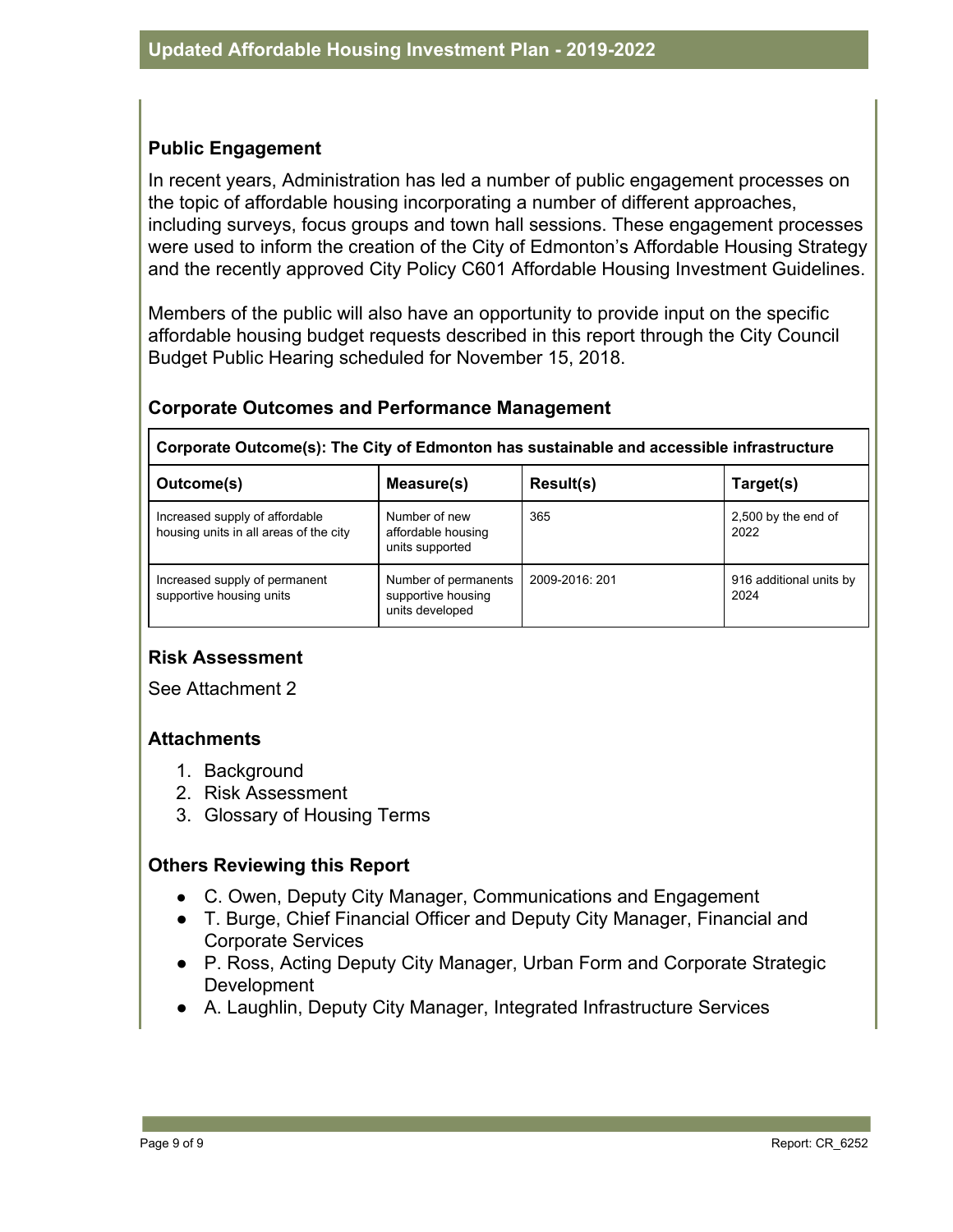### Public Engagement

In recent years, Administration has led a number of public engagement processes on the topic of affordable housing incorporating a number of different approaches, including surveys, focus groups and town hall sessions. These engagement processes were used to inform the creation of the City of Edmonton's Affordable Housing Strategy and the recently approved City Policy C601 Affordable Housing Investment Guidelines.

Members of the public will also have an opportunity to provide input on the specific affordable housing budget requests described in this report through the City Council Budget Public Hearing scheduled for November 15, 2018.

### Corporate Outcomes and Performance Management

| Corporate Outcome(s): The City of Edmonton has sustainable and accessible infrastructure | | | |
|---|---|---|---|
| **Outcome(s)** | **Measure(s)** | **Result(s)** | **Target(s)** |
| Increased supply of affordable housing units in all areas of the city | Number of new affordable housing units supported | 365 | 2,500 by the end of 2022 |
| Increased supply of permanent supportive housing units | Number of permanents supportive housing units developed | 2009-2016: 201 | 916 additional units by 2024 |

### Risk Assessment

See Attachment 2

### Attachments

1. Background
2. Risk Assessment
3. Glossary of Housing Terms

### Others Reviewing this Report

- C. Owen, Deputy City Manager, Communications and Engagement
- T. Burge, Chief Financial Officer and Deputy City Manager, Financial and Corporate Services
- P. Ross, Acting Deputy City Manager, Urban Form and Corporate Strategic Development
- A. Laughlin, Deputy City Manager, Integrated Infrastructure Services